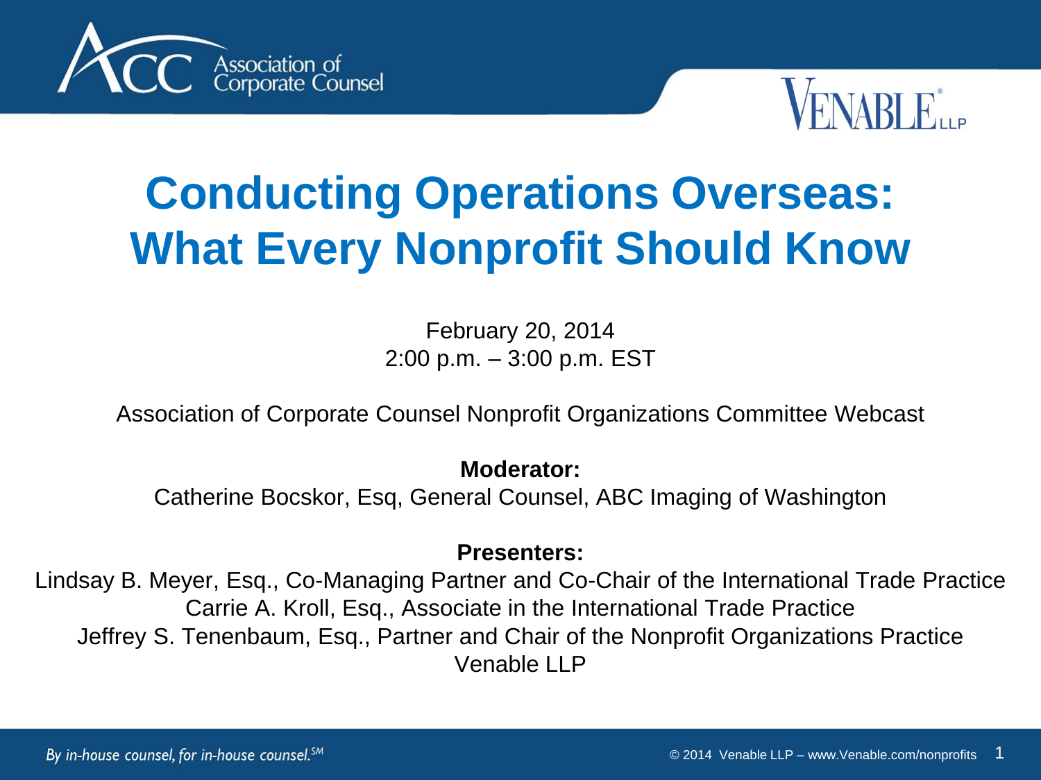# Conducting Operations Overseas: What Every Nonprofit Should Know

February 20, 2014
2:00 p.m. – 3:00 p.m. EST

Association of Corporate Counsel Nonprofit Organizations Committee Webcast

**Moderator:**
Catherine Bocskor, Esq, General Counsel, ABC Imaging of Washington

**Presenters:**
Lindsay B. Meyer, Esq., Co-Managing Partner and Co-Chair of the International Trade Practice
Carrie A. Kroll, Esq., Associate in the International Trade Practice
Jeffrey S. Tenenbaum, Esq., Partner and Chair of the Nonprofit Organizations Practice
Venable LLP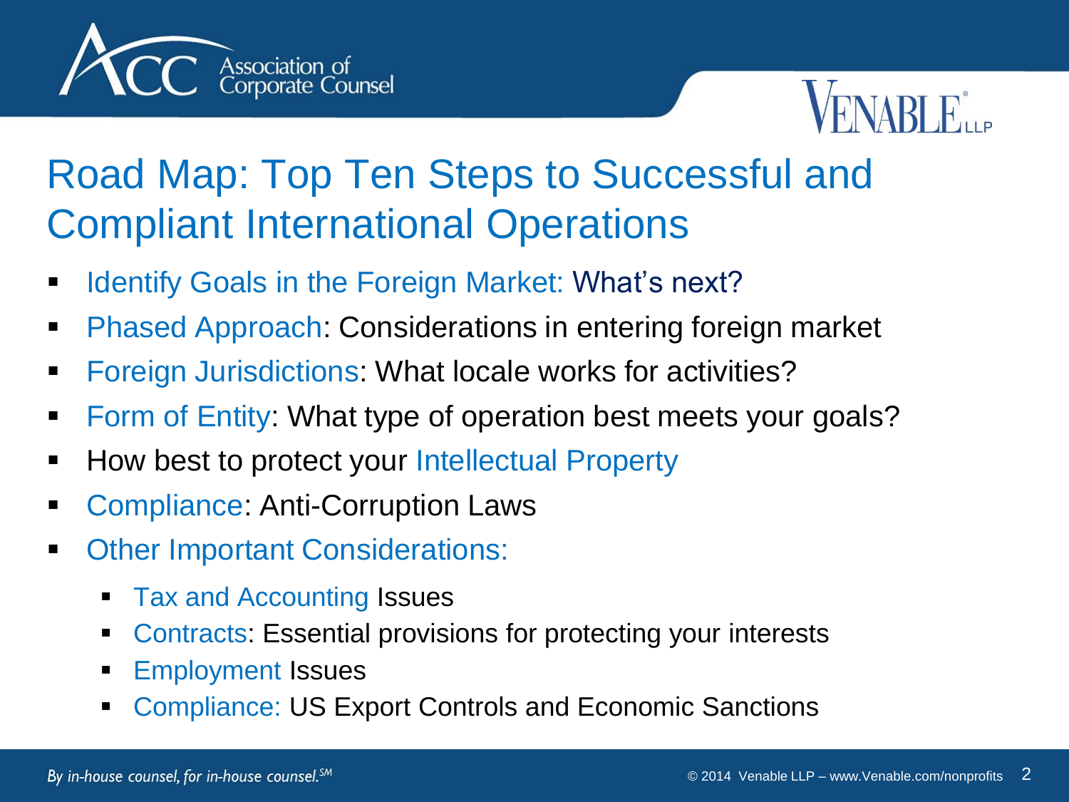# Road Map: Top Ten Steps to Successful and Compliant International Operations

- Identify Goals in the Foreign Market: What's next?
- Phased Approach: Considerations in entering foreign market
- Foreign Jurisdictions: What locale works for activities?
- Form of Entity: What type of operation best meets your goals?
- How best to protect your Intellectual Property
- Compliance: Anti-Corruption Laws
- Other Important Considerations:
  - Tax and Accounting Issues
  - Contracts: Essential provisions for protecting your interests
  - Employment Issues
  - Compliance: US Export Controls and Economic Sanctions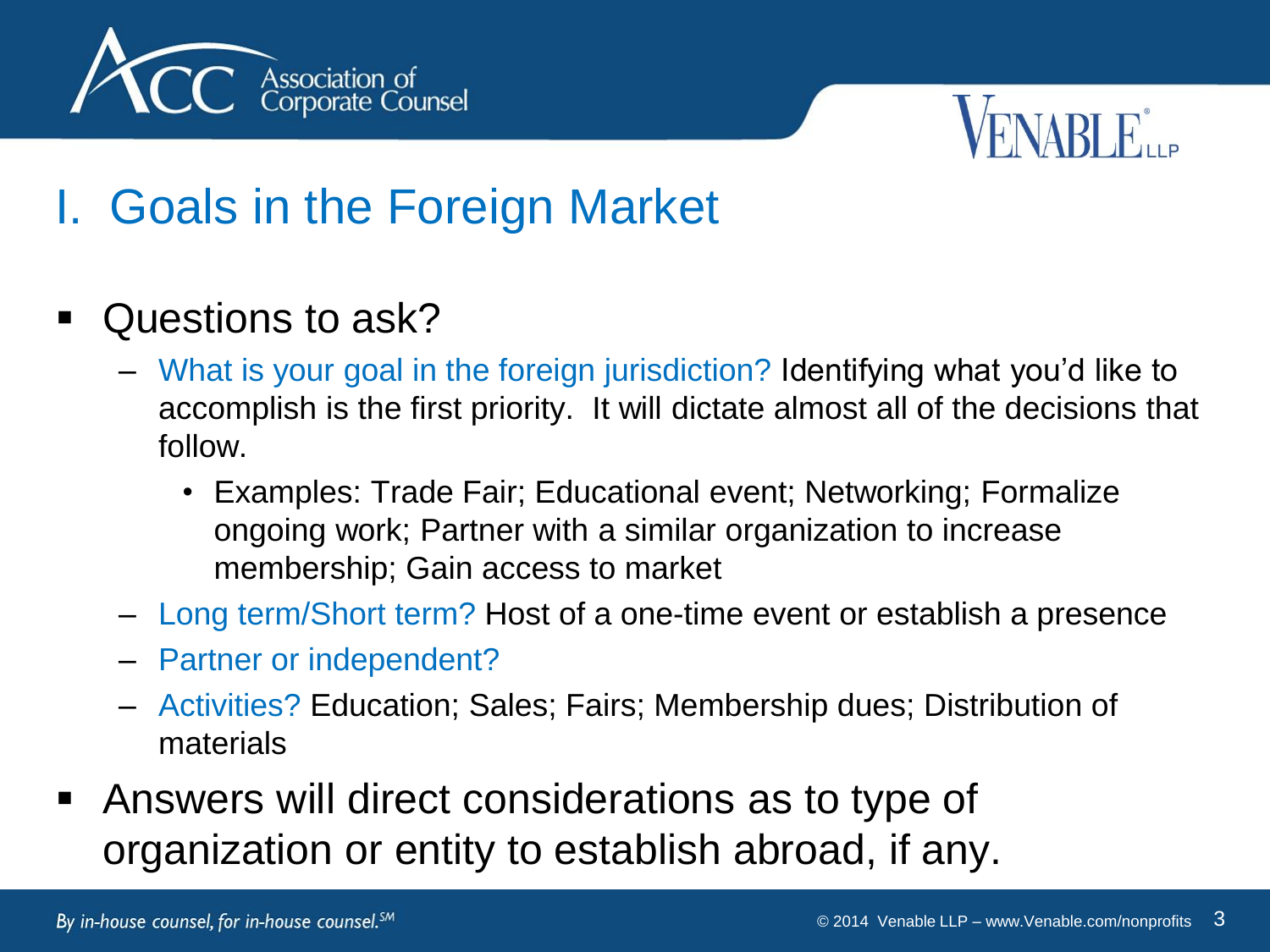# I. Goals in the Foreign Market

- Questions to ask?
  - What is your goal in the foreign jurisdiction? Identifying what you'd like to accomplish is the first priority. It will dictate almost all of the decisions that follow.
    - Examples: Trade Fair; Educational event; Networking; Formalize ongoing work; Partner with a similar organization to increase membership; Gain access to market
  - Long term/Short term? Host of a one-time event or establish a presence
  - Partner or independent?
  - Activities? Education; Sales; Fairs; Membership dues; Distribution of materials
- Answers will direct considerations as to type of organization or entity to establish abroad, if any.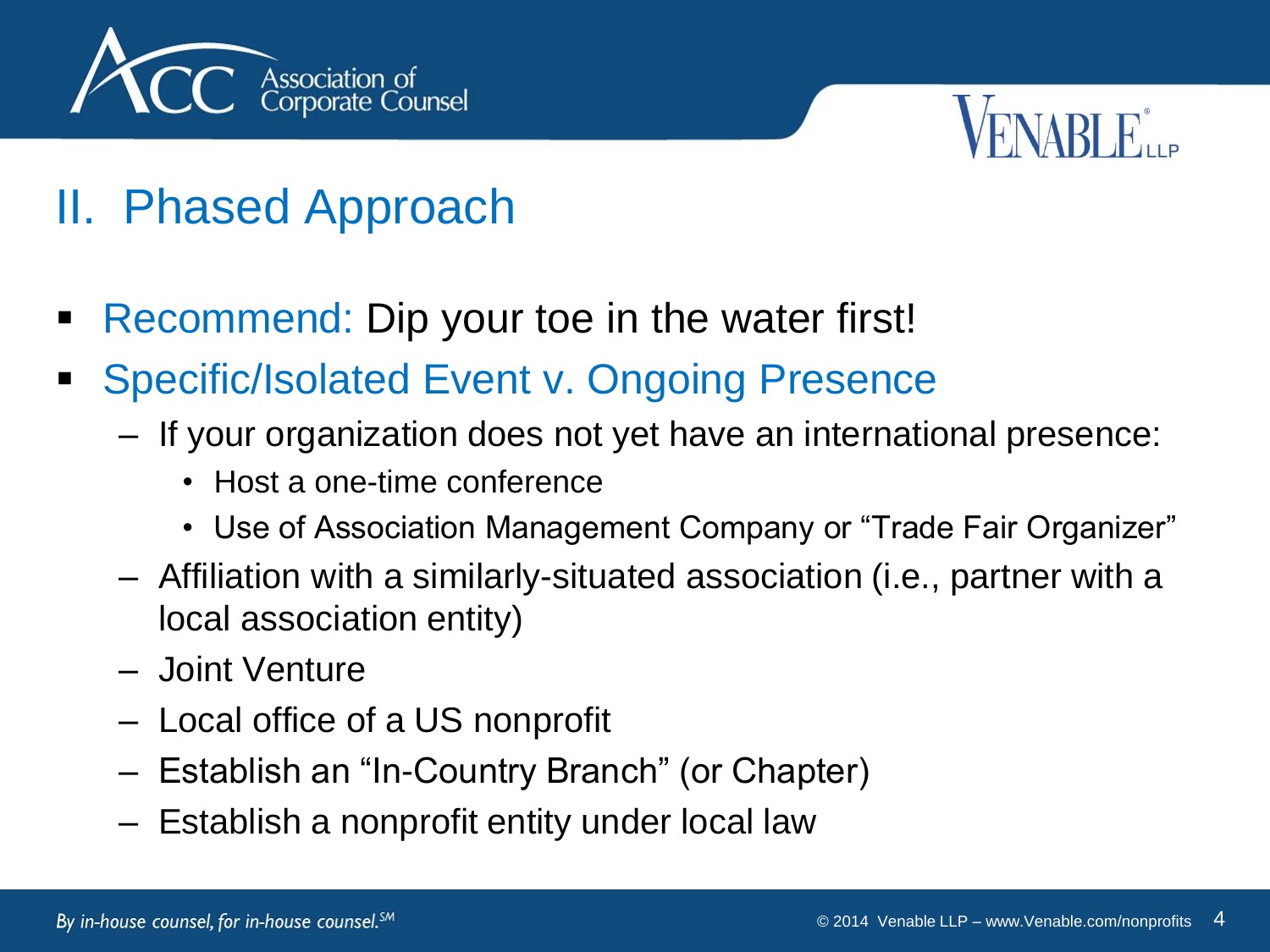# II. Phased Approach

- Recommend: Dip your toe in the water first!
- Specific/Isolated Event v. Ongoing Presence
  - If your organization does not yet have an international presence:
    - Host a one-time conference
    - Use of Association Management Company or "Trade Fair Organizer"
  - Affiliation with a similarly-situated association (i.e., partner with a local association entity)
  - Joint Venture
  - Local office of a US nonprofit
  - Establish an "In-Country Branch" (or Chapter)
  - Establish a nonprofit entity under local law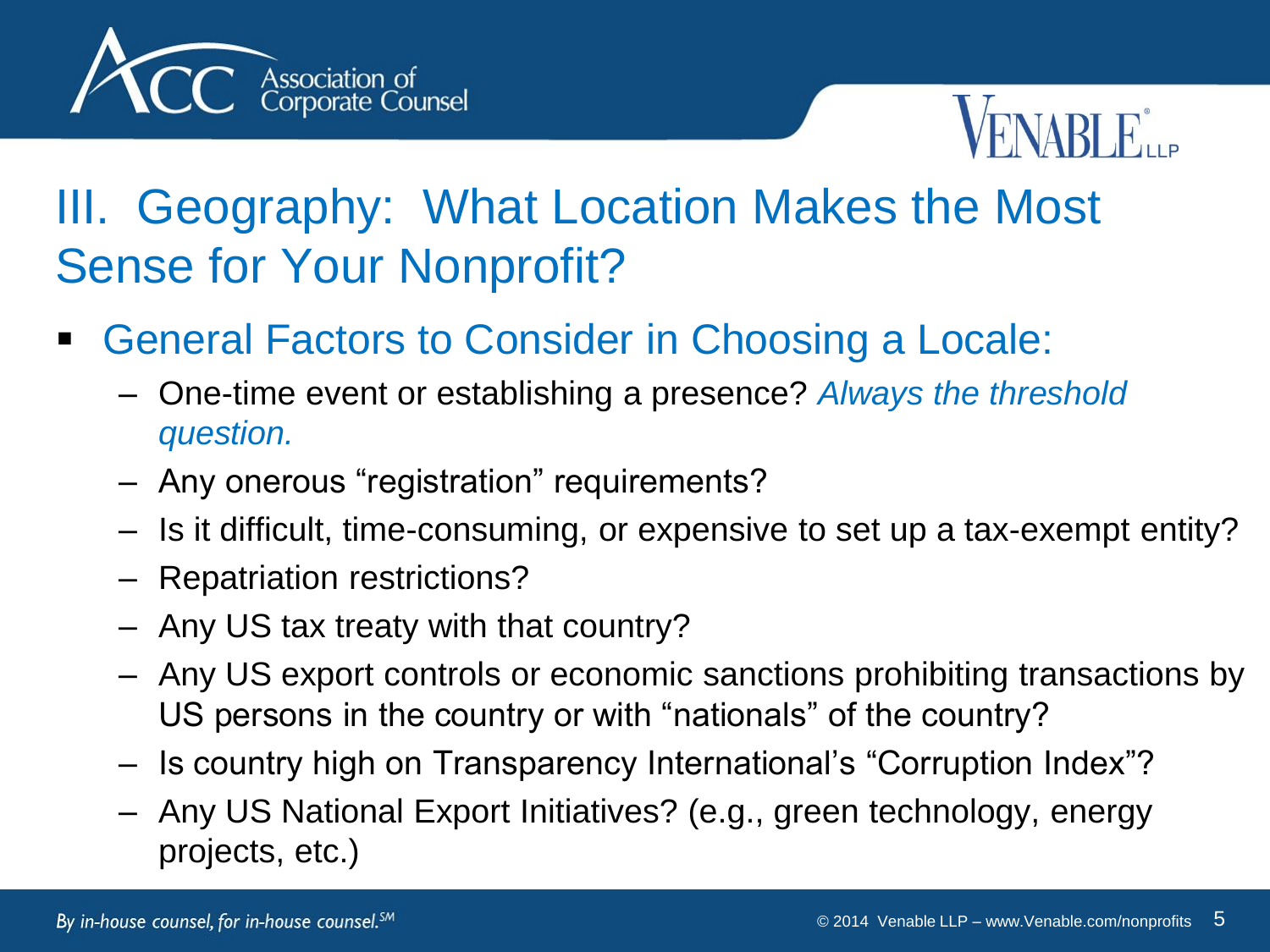# III. Geography: What Location Makes the Most Sense for Your Nonprofit?

- General Factors to Consider in Choosing a Locale:
  - One-time event or establishing a presence? *Always the threshold question.*
  - Any onerous "registration" requirements?
  - Is it difficult, time-consuming, or expensive to set up a tax-exempt entity?
  - Repatriation restrictions?
  - Any US tax treaty with that country?
  - Any US export controls or economic sanctions prohibiting transactions by US persons in the country or with "nationals" of the country?
  - Is country high on Transparency International's "Corruption Index"?
  - Any US National Export Initiatives? (e.g., green technology, energy projects, etc.)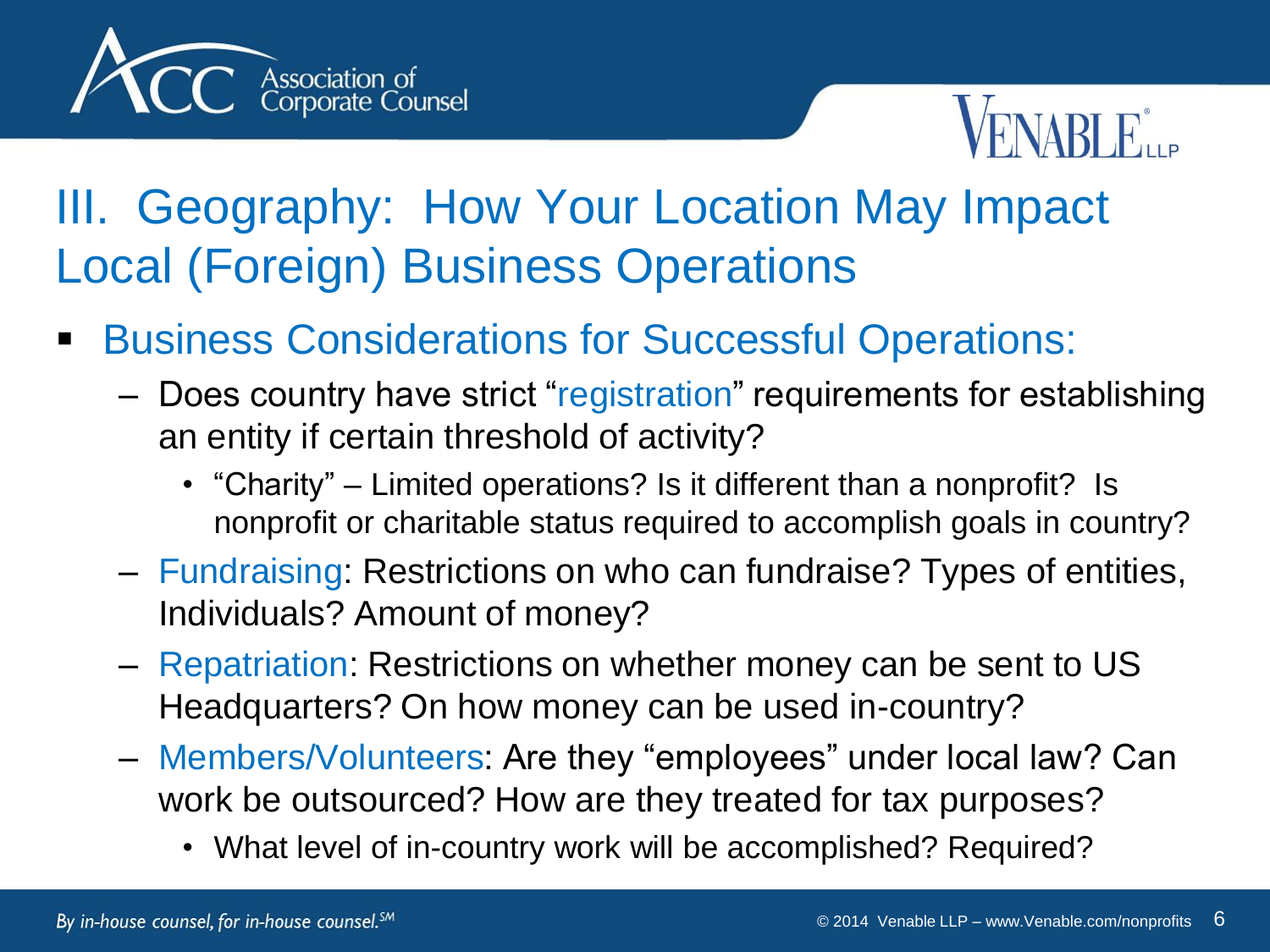# III. Geography: How Your Location May Impact Local (Foreign) Business Operations

- Business Considerations for Successful Operations:
  - Does country have strict "registration" requirements for establishing an entity if certain threshold of activity?
    - "Charity" – Limited operations? Is it different than a nonprofit? Is nonprofit or charitable status required to accomplish goals in country?
  - Fundraising: Restrictions on who can fundraise? Types of entities, Individuals? Amount of money?
  - Repatriation: Restrictions on whether money can be sent to US Headquarters? On how money can be used in-country?
  - Members/Volunteers: Are they "employees" under local law? Can work be outsourced? How are they treated for tax purposes?
    - What level of in-country work will be accomplished? Required?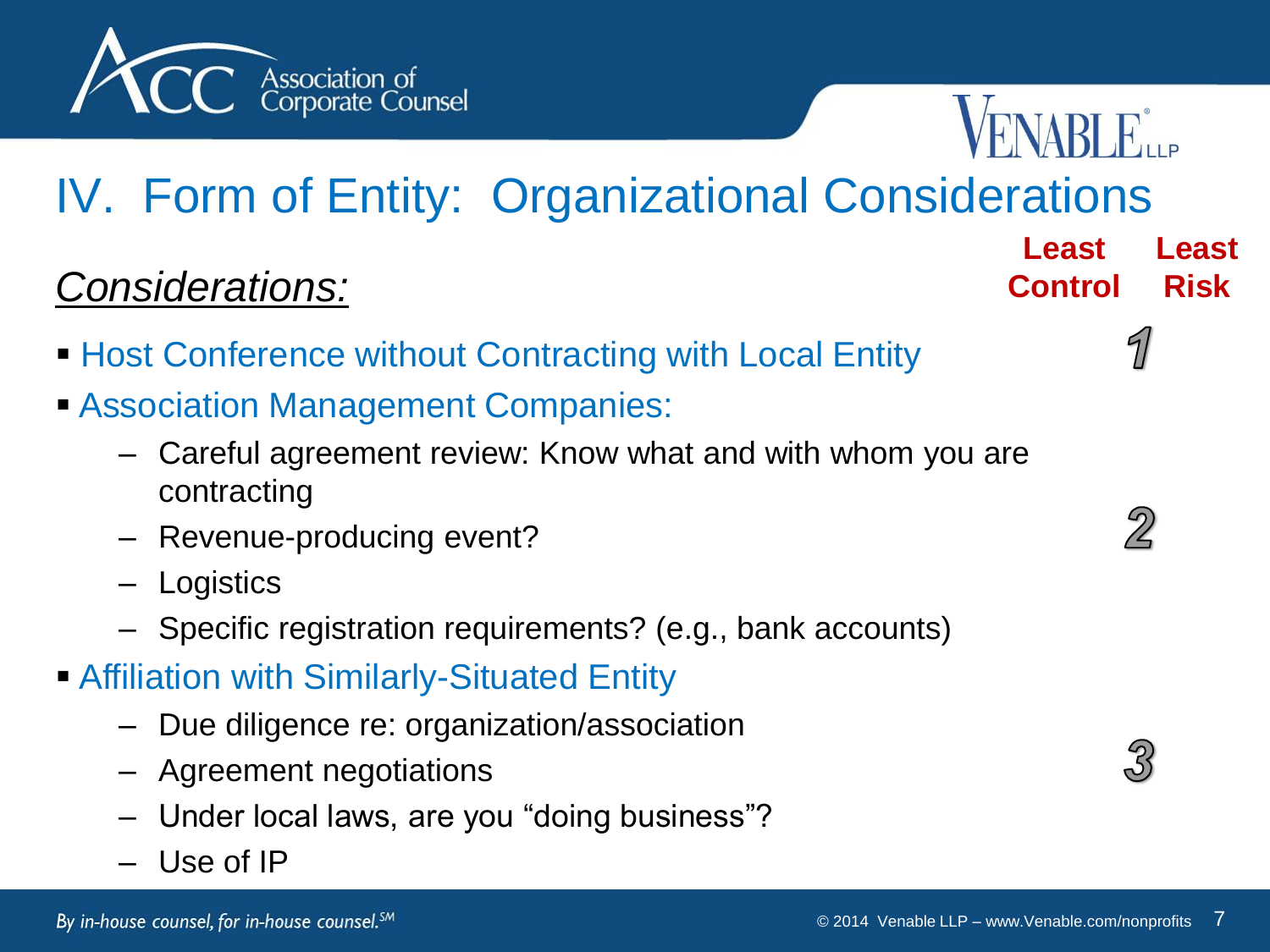# IV. Form of Entity: Organizational Considerations

***Considerations:***

**Least Control** **Least Risk**

- Host Conference without Contracting with Local Entity — 1
- Association Management Companies: — 2
  - Careful agreement review: Know what and with whom you are contracting
  - Revenue-producing event?
  - Logistics
  - Specific registration requirements? (e.g., bank accounts)
- Affiliation with Similarly-Situated Entity — 3
  - Due diligence re: organization/association
  - Agreement negotiations
  - Under local laws, are you "doing business"?
  - Use of IP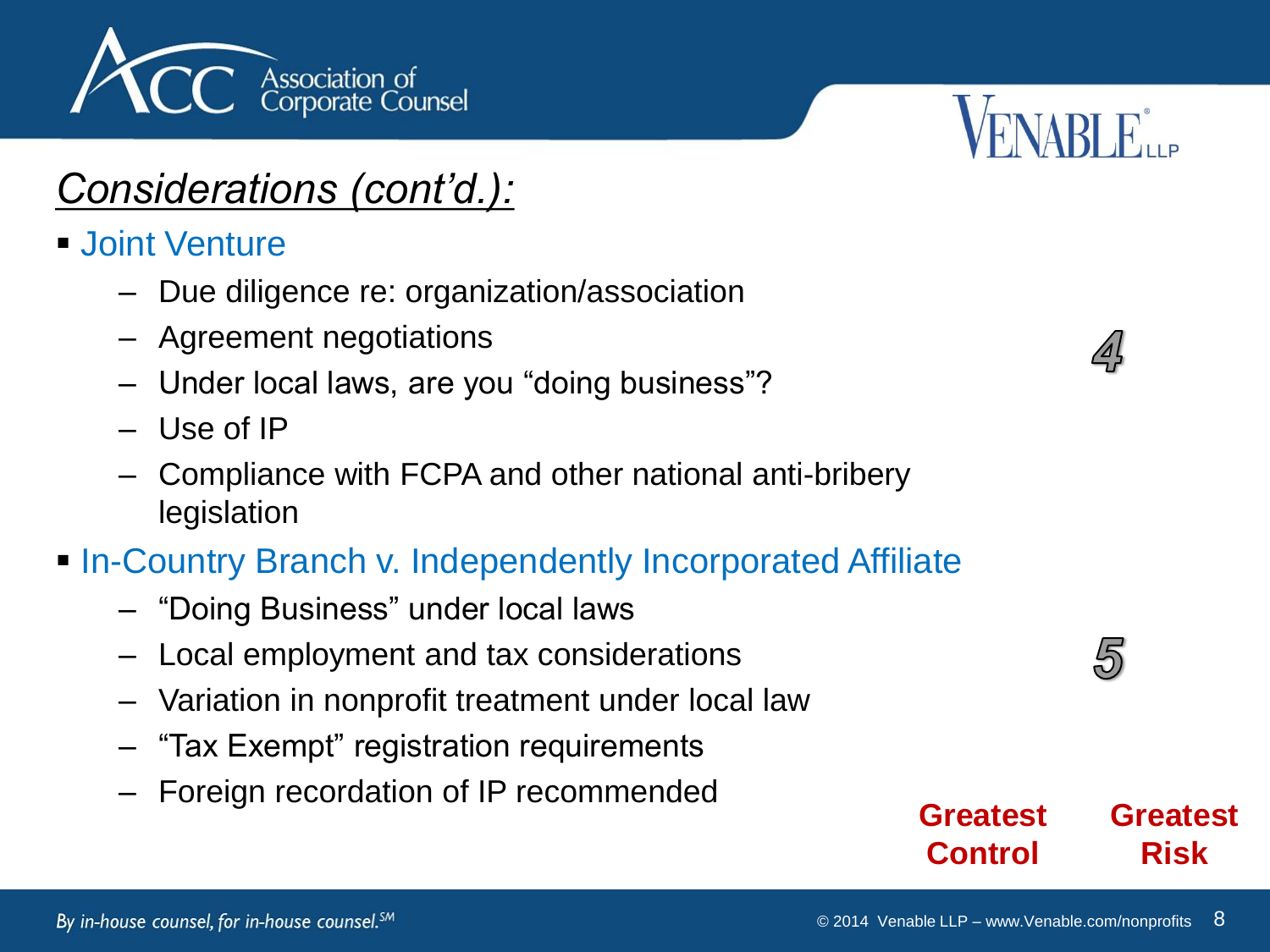## *Considerations (cont'd.):*

- Joint Venture
  - Due diligence re: organization/association
  - Agreement negotiations
  - Under local laws, are you "doing business"?
  - Use of IP
  - Compliance with FCPA and other national anti-bribery legislation

4

- In-Country Branch v. Independently Incorporated Affiliate
  - "Doing Business" under local laws
  - Local employment and tax considerations
  - Variation in nonprofit treatment under local law
  - "Tax Exempt" registration requirements
  - Foreign recordation of IP recommended

5

**Greatest Control** **Greatest Risk**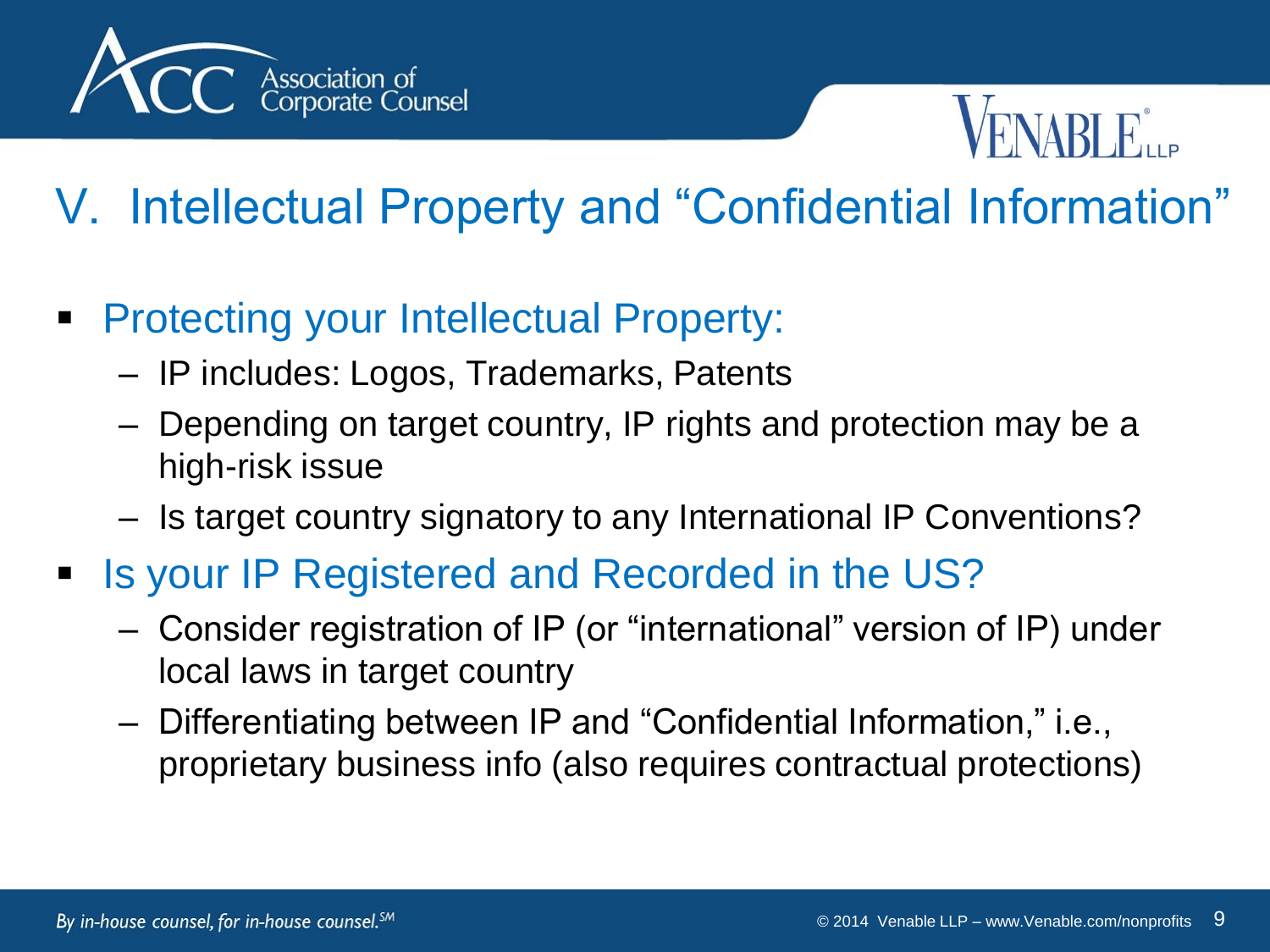# V. Intellectual Property and "Confidential Information"

- Protecting your Intellectual Property:
  - IP includes: Logos, Trademarks, Patents
  - Depending on target country, IP rights and protection may be a high-risk issue
  - Is target country signatory to any International IP Conventions?
- Is your IP Registered and Recorded in the US?
  - Consider registration of IP (or "international" version of IP) under local laws in target country
  - Differentiating between IP and "Confidential Information," i.e., proprietary business info (also requires contractual protections)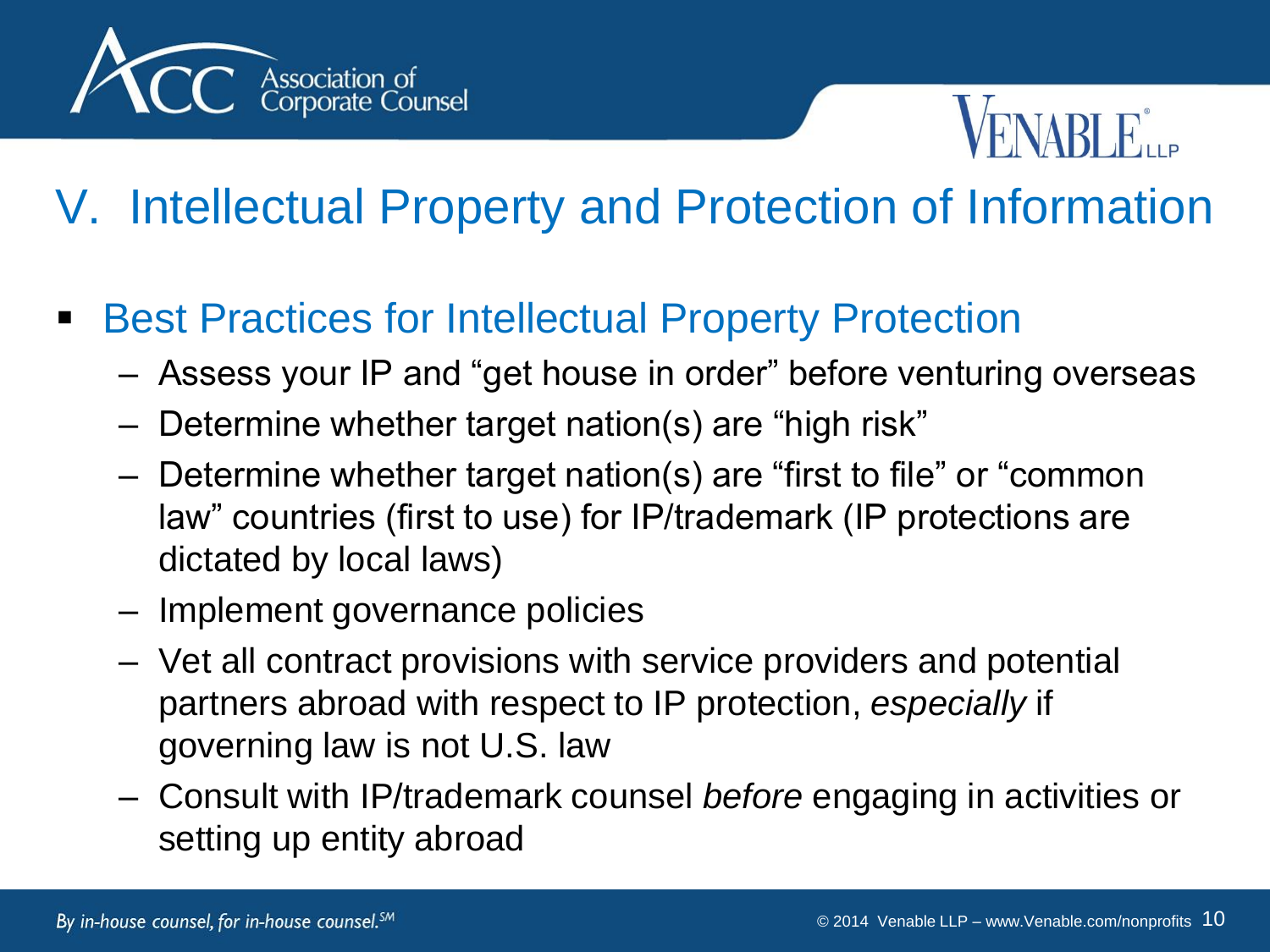# V. Intellectual Property and Protection of Information

- Best Practices for Intellectual Property Protection
  - Assess your IP and "get house in order" before venturing overseas
  - Determine whether target nation(s) are "high risk"
  - Determine whether target nation(s) are "first to file" or "common law" countries (first to use) for IP/trademark (IP protections are dictated by local laws)
  - Implement governance policies
  - Vet all contract provisions with service providers and potential partners abroad with respect to IP protection, *especially* if governing law is not U.S. law
  - Consult with IP/trademark counsel *before* engaging in activities or setting up entity abroad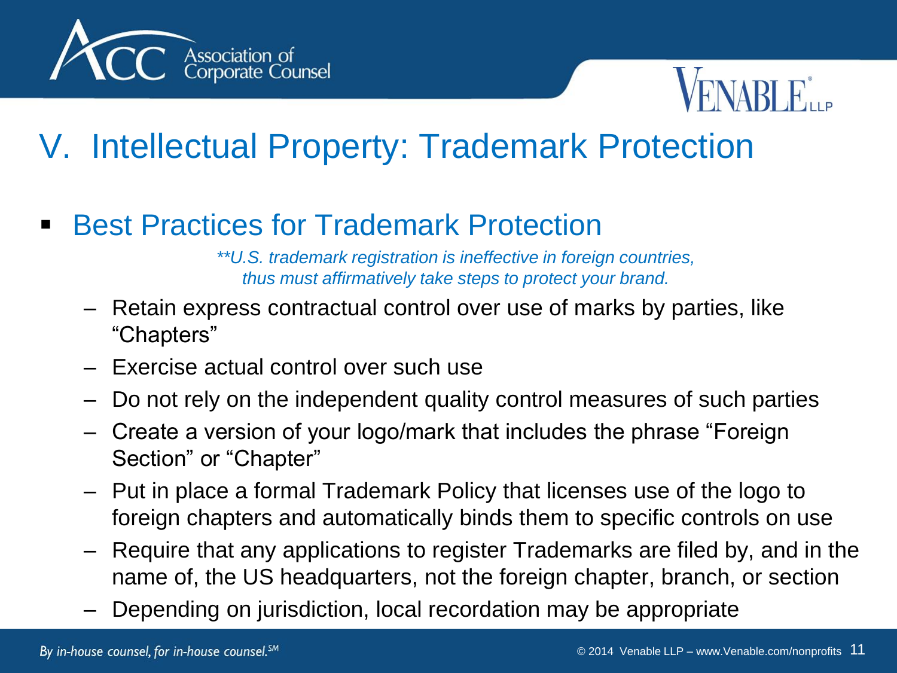# V. Intellectual Property: Trademark Protection

- Best Practices for Trademark Protection

  *\*\*U.S. trademark registration is ineffective in foreign countries, thus must affirmatively take steps to protect your brand.*

  - Retain express contractual control over use of marks by parties, like "Chapters"
  - Exercise actual control over such use
  - Do not rely on the independent quality control measures of such parties
  - Create a version of your logo/mark that includes the phrase "Foreign Section" or "Chapter"
  - Put in place a formal Trademark Policy that licenses use of the logo to foreign chapters and automatically binds them to specific controls on use
  - Require that any applications to register Trademarks are filed by, and in the name of, the US headquarters, not the foreign chapter, branch, or section
  - Depending on jurisdiction, local recordation may be appropriate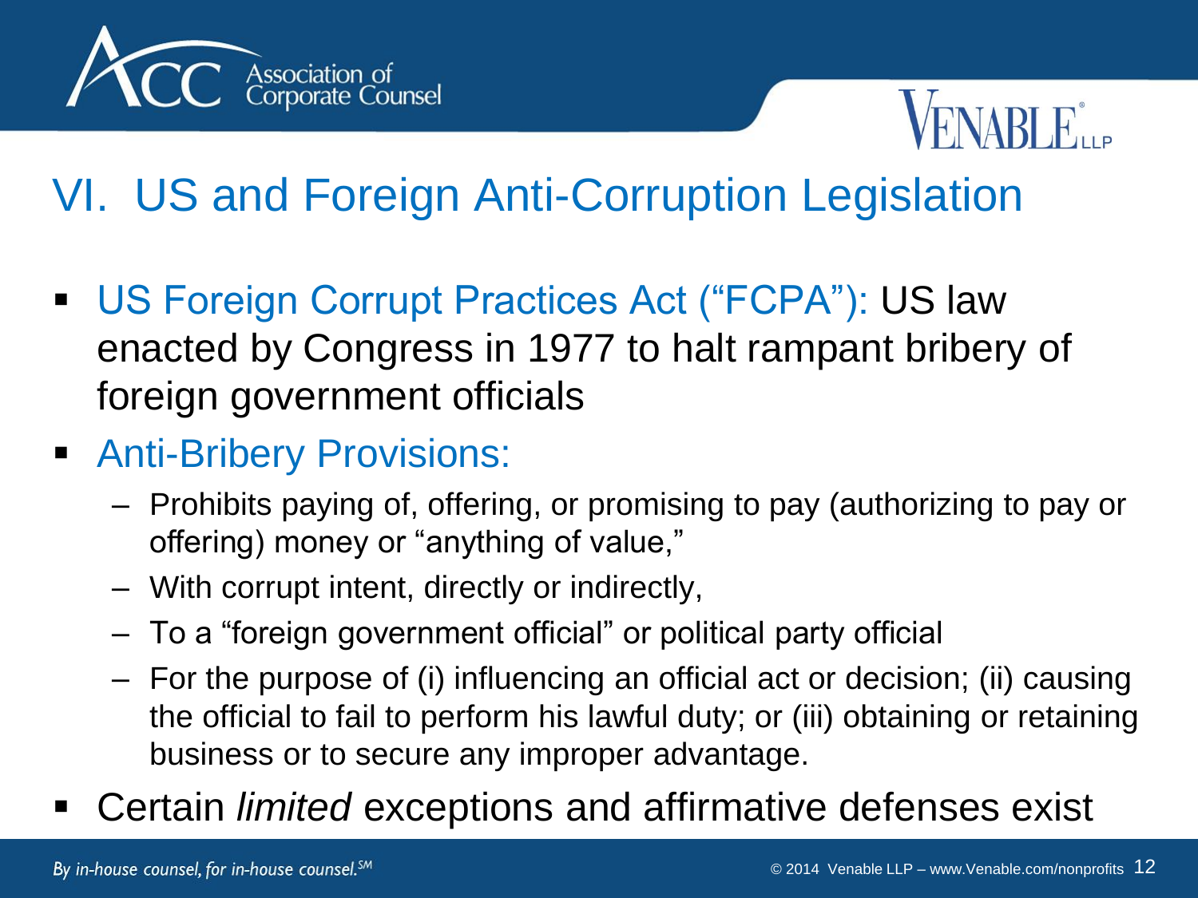# VI. US and Foreign Anti-Corruption Legislation

- US Foreign Corrupt Practices Act ("FCPA"): US law enacted by Congress in 1977 to halt rampant bribery of foreign government officials
- Anti-Bribery Provisions:
  - Prohibits paying of, offering, or promising to pay (authorizing to pay or offering) money or "anything of value,"
  - With corrupt intent, directly or indirectly,
  - To a "foreign government official" or political party official
  - For the purpose of (i) influencing an official act or decision; (ii) causing the official to fail to perform his lawful duty; or (iii) obtaining or retaining business or to secure any improper advantage.
- Certain *limited* exceptions and affirmative defenses exist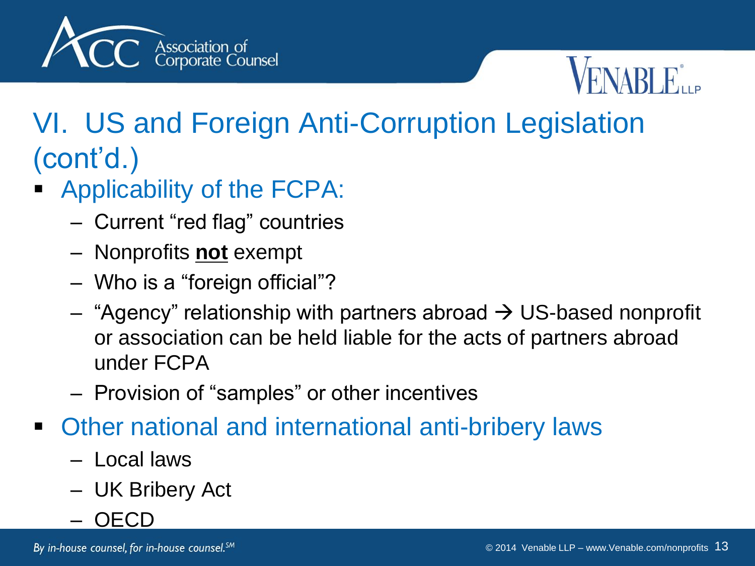# VI. US and Foreign Anti-Corruption Legislation (cont'd.)

- Applicability of the FCPA:
  - Current "red flag" countries
  - Nonprofits **<u>not</u>** exempt
  - Who is a "foreign official"?
  - "Agency" relationship with partners abroad → US-based nonprofit or association can be held liable for the acts of partners abroad under FCPA
  - Provision of "samples" or other incentives
- Other national and international anti-bribery laws
  - Local laws
  - UK Bribery Act
  - OECD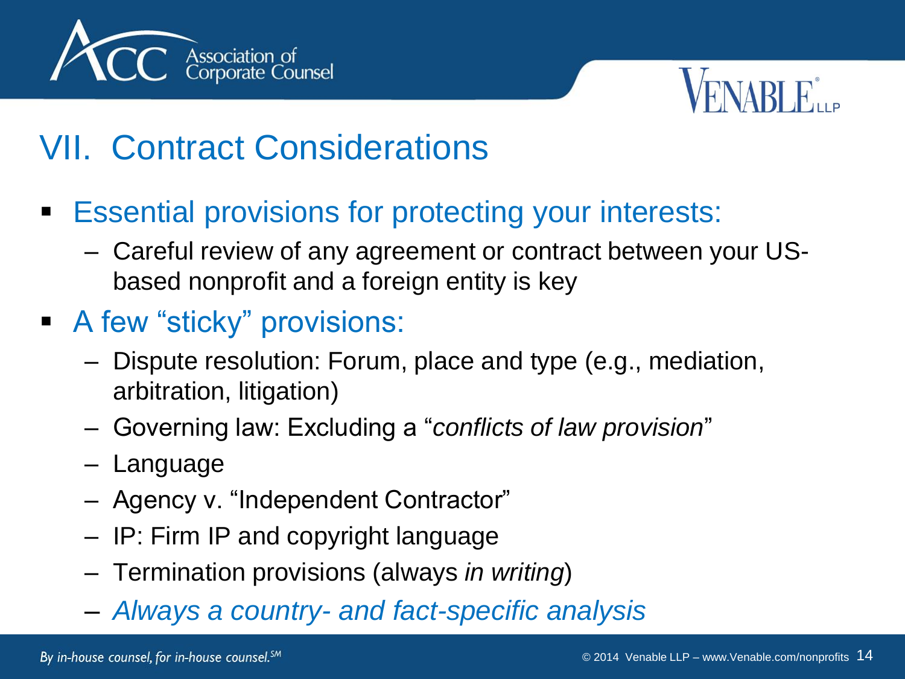# VII. Contract Considerations

- Essential provisions for protecting your interests:
  - Careful review of any agreement or contract between your US-based nonprofit and a foreign entity is key
- A few "sticky" provisions:
  - Dispute resolution: Forum, place and type (e.g., mediation, arbitration, litigation)
  - Governing law: Excluding a "*conflicts of law provision*"
  - Language
  - Agency v. "Independent Contractor"
  - IP: Firm IP and copyright language
  - Termination provisions (always *in writing*)
  - *Always a country- and fact-specific analysis*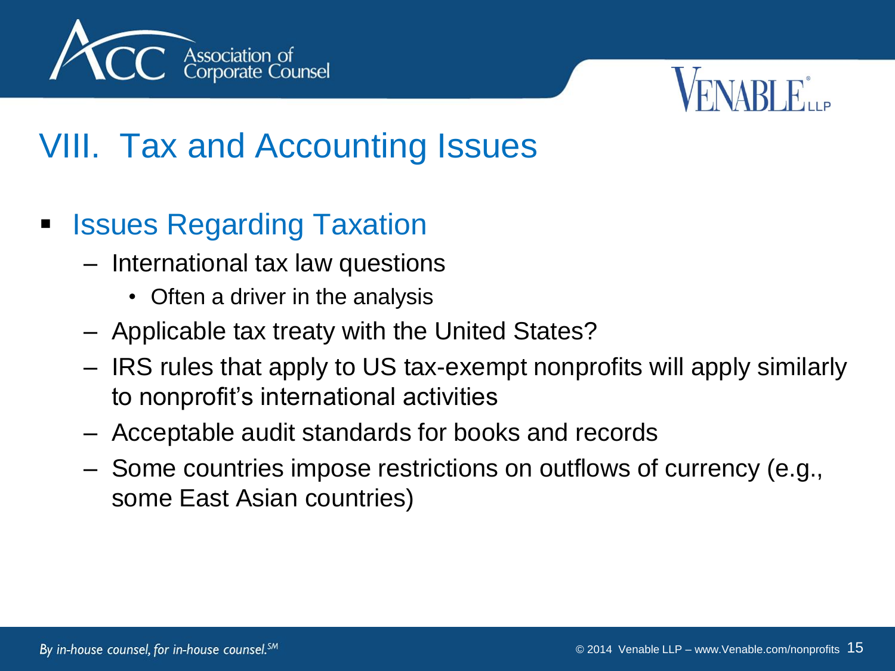# VIII. Tax and Accounting Issues

- Issues Regarding Taxation
  - International tax law questions
    - Often a driver in the analysis
  - Applicable tax treaty with the United States?
  - IRS rules that apply to US tax-exempt nonprofits will apply similarly to nonprofit's international activities
  - Acceptable audit standards for books and records
  - Some countries impose restrictions on outflows of currency (e.g., some East Asian countries)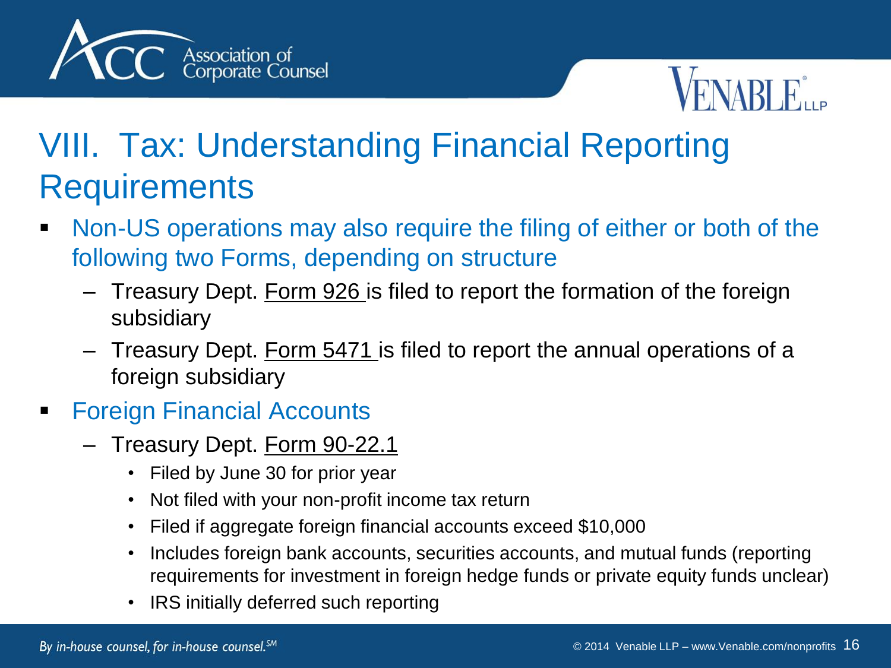# VIII. Tax: Understanding Financial Reporting Requirements

- Non-US operations may also require the filing of either or both of the following two Forms, depending on structure
  - Treasury Dept. Form 926 is filed to report the formation of the foreign subsidiary
  - Treasury Dept. Form 5471 is filed to report the annual operations of a foreign subsidiary
- Foreign Financial Accounts
  - Treasury Dept. Form 90-22.1
    - Filed by June 30 for prior year
    - Not filed with your non-profit income tax return
    - Filed if aggregate foreign financial accounts exceed $10,000
    - Includes foreign bank accounts, securities accounts, and mutual funds (reporting requirements for investment in foreign hedge funds or private equity funds unclear)
    - IRS initially deferred such reporting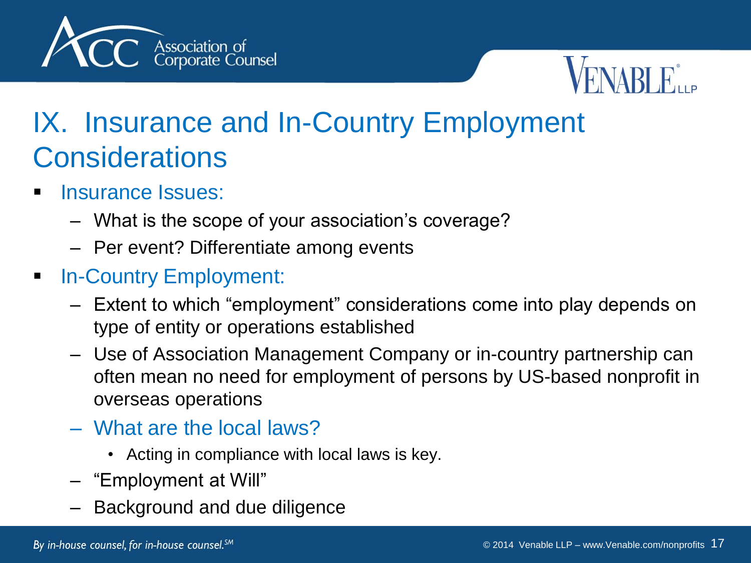# IX. Insurance and In-Country Employment Considerations

- Insurance Issues:
  - What is the scope of your association's coverage?
  - Per event? Differentiate among events
- In-Country Employment:
  - Extent to which "employment" considerations come into play depends on type of entity or operations established
  - Use of Association Management Company or in-country partnership can often mean no need for employment of persons by US-based nonprofit in overseas operations
  - What are the local laws?
    - Acting in compliance with local laws is key.
  - "Employment at Will"
  - Background and due diligence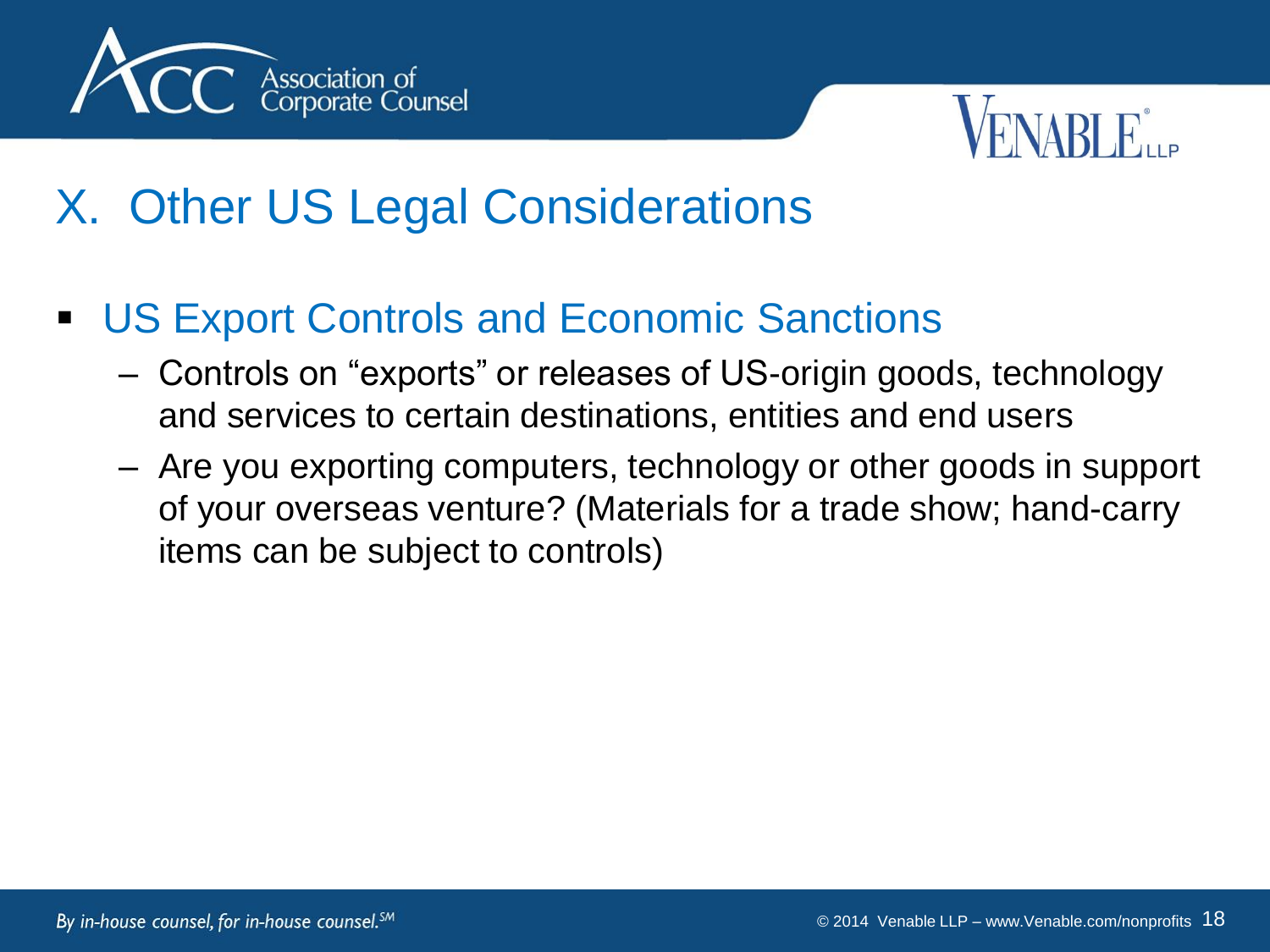# X. Other US Legal Considerations

- US Export Controls and Economic Sanctions
  - Controls on “exports” or releases of US-origin goods, technology and services to certain destinations, entities and end users
  - Are you exporting computers, technology or other goods in support of your overseas venture? (Materials for a trade show; hand-carry items can be subject to controls)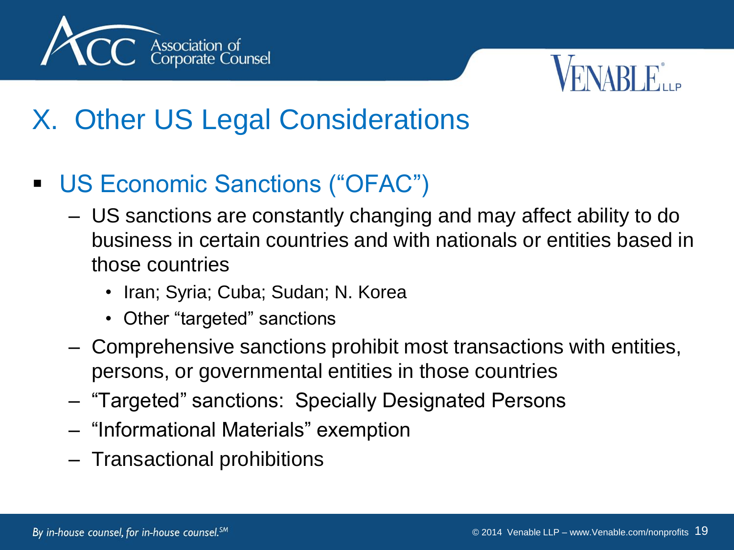# X. Other US Legal Considerations

- US Economic Sanctions ("OFAC")
  - US sanctions are constantly changing and may affect ability to do business in certain countries and with nationals or entities based in those countries
    - Iran; Syria; Cuba; Sudan; N. Korea
    - Other "targeted" sanctions
  - Comprehensive sanctions prohibit most transactions with entities, persons, or governmental entities in those countries
  - "Targeted" sanctions: Specially Designated Persons
  - "Informational Materials" exemption
  - Transactional prohibitions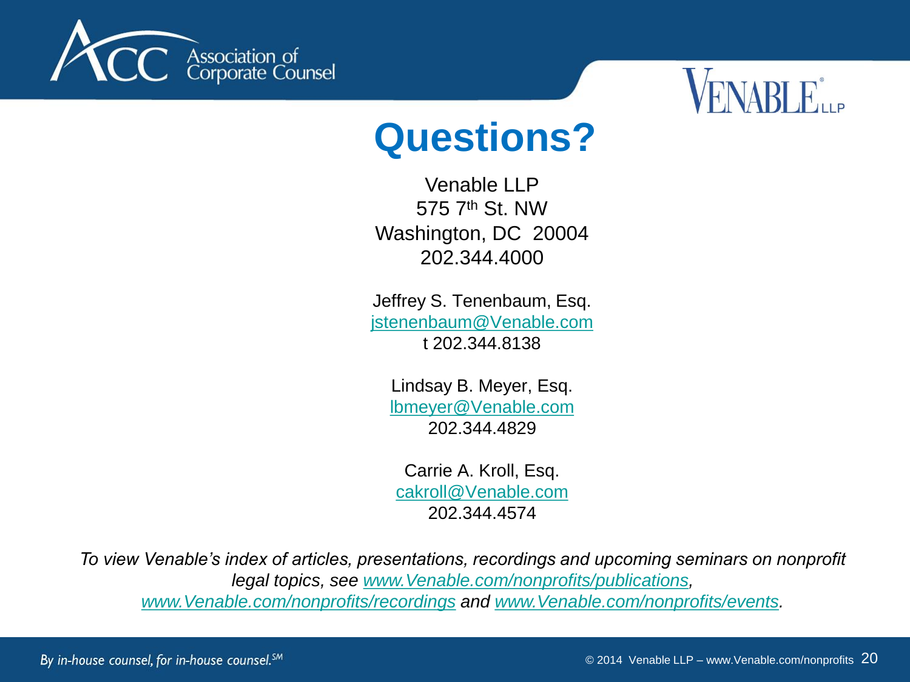# Questions?

Venable LLP
575 7th St. NW
Washington, DC 20004
202.344.4000

Jeffrey S. Tenenbaum, Esq.
jstenenbaum@Venable.com
t 202.344.8138

Lindsay B. Meyer, Esq.
lbmeyer@Venable.com
202.344.4829

Carrie A. Kroll, Esq.
cakroll@Venable.com
202.344.4574

*To view Venable's index of articles, presentations, recordings and upcoming seminars on nonprofit legal topics, see www.Venable.com/nonprofits/publications, www.Venable.com/nonprofits/recordings and www.Venable.com/nonprofits/events.*